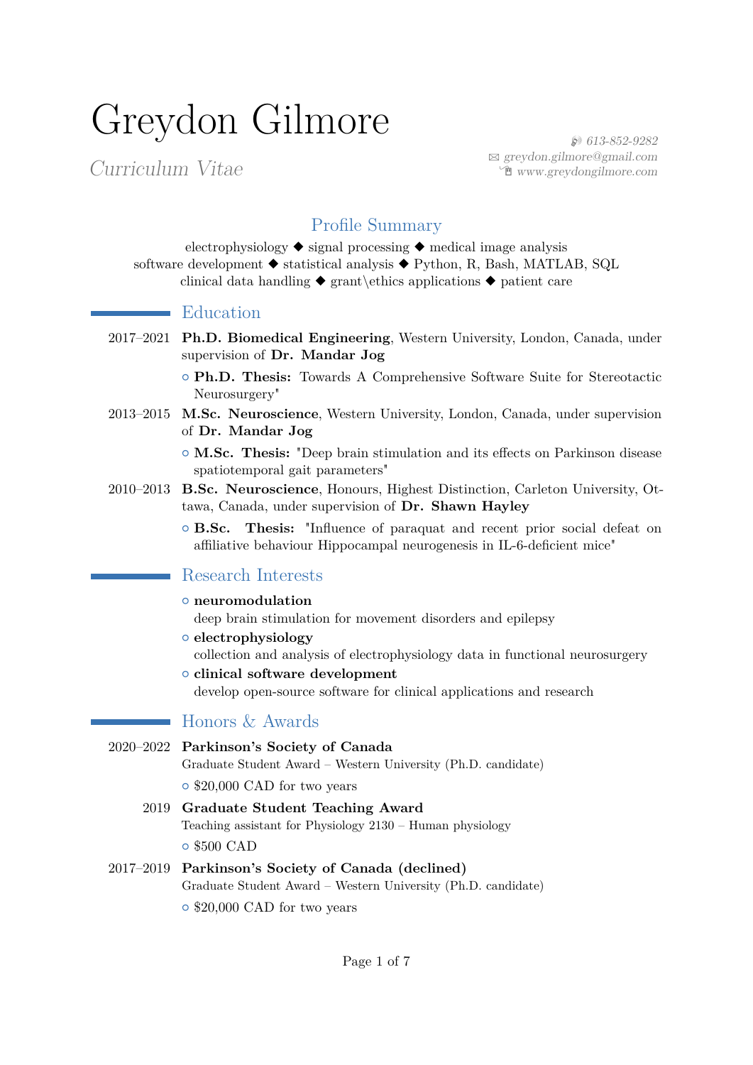# Greydon Gilmore

*Curriculum Vitae*

613-852-9282
greydon.gilmore@gmail.com
www.greydongilmore.com

## Profile Summary

electrophysiology ◆ signal processing ◆ medical image analysis
software development ◆ statistical analysis ◆ Python, R, Bash, MATLAB, SQL
clinical data handling ◆ grant\ethics applications ◆ patient care

## Education

2017–2021 **Ph.D. Biomedical Engineering**, Western University, London, Canada, under supervision of **Dr. Mandar Jog**

- **Ph.D. Thesis:** Towards A Comprehensive Software Suite for Stereotactic Neurosurgery"

2013–2015 **M.Sc. Neuroscience**, Western University, London, Canada, under supervision of **Dr. Mandar Jog**

- **M.Sc. Thesis:** "Deep brain stimulation and its effects on Parkinson disease spatiotemporal gait parameters"

2010–2013 **B.Sc. Neuroscience**, Honours, Highest Distinction, Carleton University, Ottawa, Canada, under supervision of **Dr. Shawn Hayley**

- **B.Sc. Thesis:** "Influence of paraquat and recent prior social defeat on affiliative behaviour Hippocampal neurogenesis in IL-6-deficient mice"

## Research Interests

- **neuromodulation**
  deep brain stimulation for movement disorders and epilepsy
- **electrophysiology**
  collection and analysis of electrophysiology data in functional neurosurgery
- **clinical software development**
  develop open-source software for clinical applications and research

## Honors & Awards

2020–2022 **Parkinson's Society of Canada**
Graduate Student Award – Western University (Ph.D. candidate)

- $20,000 CAD for two years

2019 **Graduate Student Teaching Award**
Teaching assistant for Physiology 2130 – Human physiology

- $500 CAD

2017–2019 **Parkinson's Society of Canada (declined)**
Graduate Student Award – Western University (Ph.D. candidate)

- $20,000 CAD for two years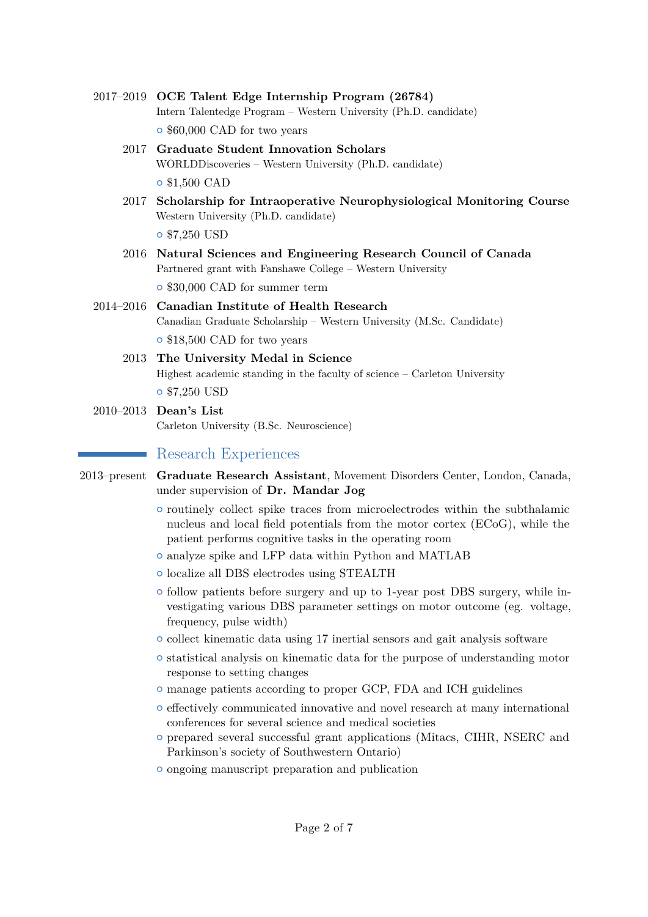2017–2019 **OCE Talent Edge Internship Program (26784)**
Intern Talentedge Program – Western University (Ph.D. candidate)

- $60,000 CAD for two years

2017 **Graduate Student Innovation Scholars**
WORLDDiscoveries – Western University (Ph.D. candidate)

- $1,500 CAD

2017 **Scholarship for Intraoperative Neurophysiological Monitoring Course**
Western University (Ph.D. candidate)

- $7,250 USD

2016 **Natural Sciences and Engineering Research Council of Canada**
Partnered grant with Fanshawe College – Western University

- $30,000 CAD for summer term

2014–2016 **Canadian Institute of Health Research**
Canadian Graduate Scholarship – Western University (M.Sc. Candidate)

- $18,500 CAD for two years

2013 **The University Medal in Science**
Highest academic standing in the faculty of science – Carleton University

- $7,250 USD

2010–2013 **Dean's List**
Carleton University (B.Sc. Neuroscience)

## Research Experiences

2013–present **Graduate Research Assistant**, Movement Disorders Center, London, Canada, under supervision of **Dr. Mandar Jog**

- routinely collect spike traces from microelectrodes within the subthalamic nucleus and local field potentials from the motor cortex (ECoG), while the patient performs cognitive tasks in the operating room
- analyze spike and LFP data within Python and MATLAB
- localize all DBS electrodes using STEALTH
- follow patients before surgery and up to 1-year post DBS surgery, while investigating various DBS parameter settings on motor outcome (eg. voltage, frequency, pulse width)
- collect kinematic data using 17 inertial sensors and gait analysis software
- statistical analysis on kinematic data for the purpose of understanding motor response to setting changes
- manage patients according to proper GCP, FDA and ICH guidelines
- effectively communicated innovative and novel research at many international conferences for several science and medical societies
- prepared several successful grant applications (Mitacs, CIHR, NSERC and Parkinson's society of Southwestern Ontario)
- ongoing manuscript preparation and publication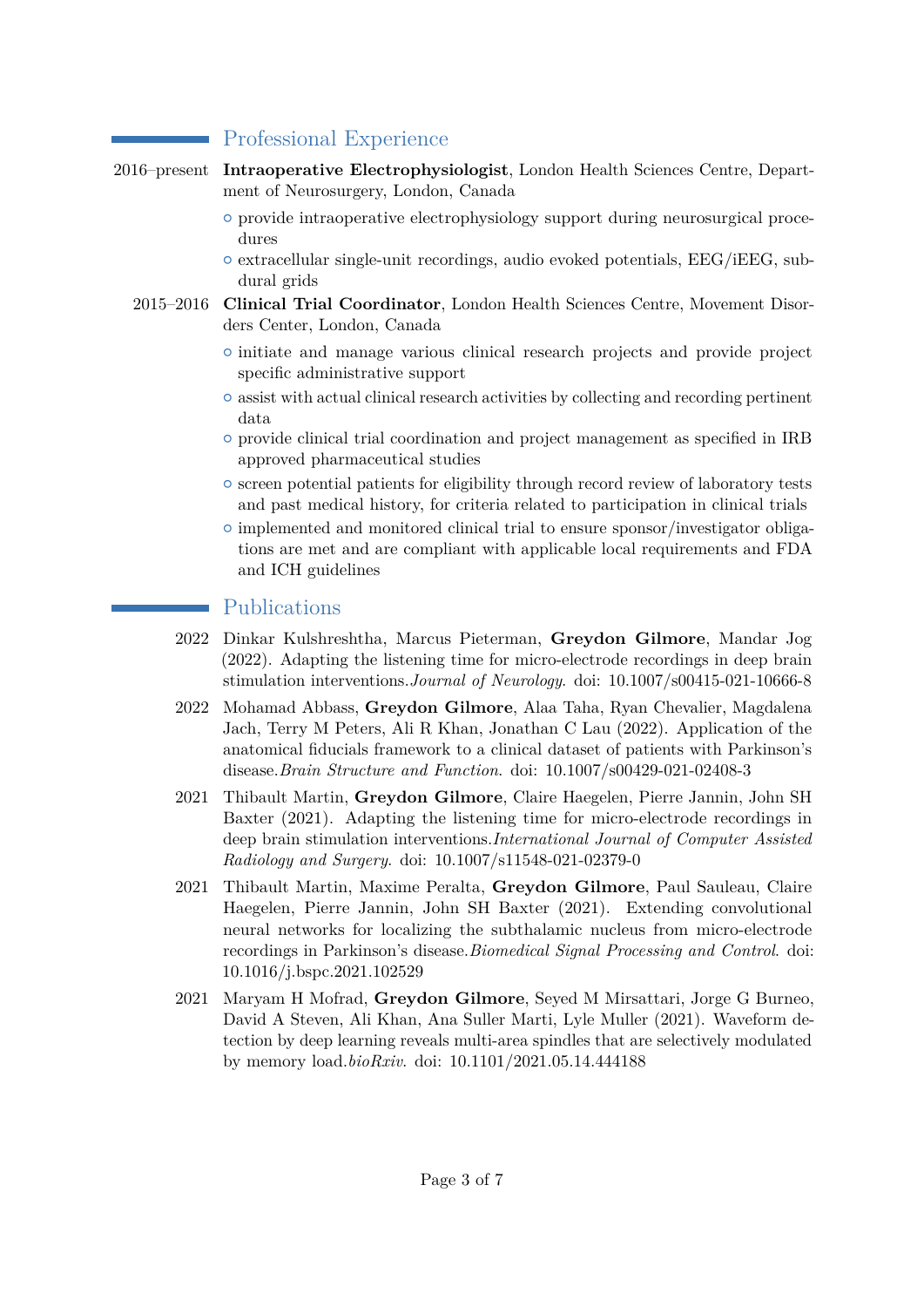## Professional Experience

**2016–present** **Intraoperative Electrophysiologist**, London Health Sciences Centre, Department of Neurosurgery, London, Canada

- provide intraoperative electrophysiology support during neurosurgical procedures
- extracellular single-unit recordings, audio evoked potentials, EEG/iEEG, subdural grids

**2015–2016** **Clinical Trial Coordinator**, London Health Sciences Centre, Movement Disorders Center, London, Canada

- initiate and manage various clinical research projects and provide project specific administrative support
- assist with actual clinical research activities by collecting and recording pertinent data
- provide clinical trial coordination and project management as specified in IRB approved pharmaceutical studies
- screen potential patients for eligibility through record review of laboratory tests and past medical history, for criteria related to participation in clinical trials
- implemented and monitored clinical trial to ensure sponsor/investigator obligations are met and are compliant with applicable local requirements and FDA and ICH guidelines

## Publications

**2022** Dinkar Kulshreshtha, Marcus Pieterman, **Greydon Gilmore**, Mandar Jog (2022). Adapting the listening time for micro-electrode recordings in deep brain stimulation interventions.*Journal of Neurology*. doi: 10.1007/s00415-021-10666-8

**2022** Mohamad Abbass, **Greydon Gilmore**, Alaa Taha, Ryan Chevalier, Magdalena Jach, Terry M Peters, Ali R Khan, Jonathan C Lau (2022). Application of the anatomical fiducials framework to a clinical dataset of patients with Parkinson's disease.*Brain Structure and Function*. doi: 10.1007/s00429-021-02408-3

**2021** Thibault Martin, **Greydon Gilmore**, Claire Haegelen, Pierre Jannin, John SH Baxter (2021). Adapting the listening time for micro-electrode recordings in deep brain stimulation interventions.*International Journal of Computer Assisted Radiology and Surgery*. doi: 10.1007/s11548-021-02379-0

**2021** Thibault Martin, Maxime Peralta, **Greydon Gilmore**, Paul Sauleau, Claire Haegelen, Pierre Jannin, John SH Baxter (2021). Extending convolutional neural networks for localizing the subthalamic nucleus from micro-electrode recordings in Parkinson's disease.*Biomedical Signal Processing and Control*. doi: 10.1016/j.bspc.2021.102529

**2021** Maryam H Mofrad, **Greydon Gilmore**, Seyed M Mirsattari, Jorge G Burneo, David A Steven, Ali Khan, Ana Suller Marti, Lyle Muller (2021). Waveform detection by deep learning reveals multi-area spindles that are selectively modulated by memory load.*bioRxiv*. doi: 10.1101/2021.05.14.444188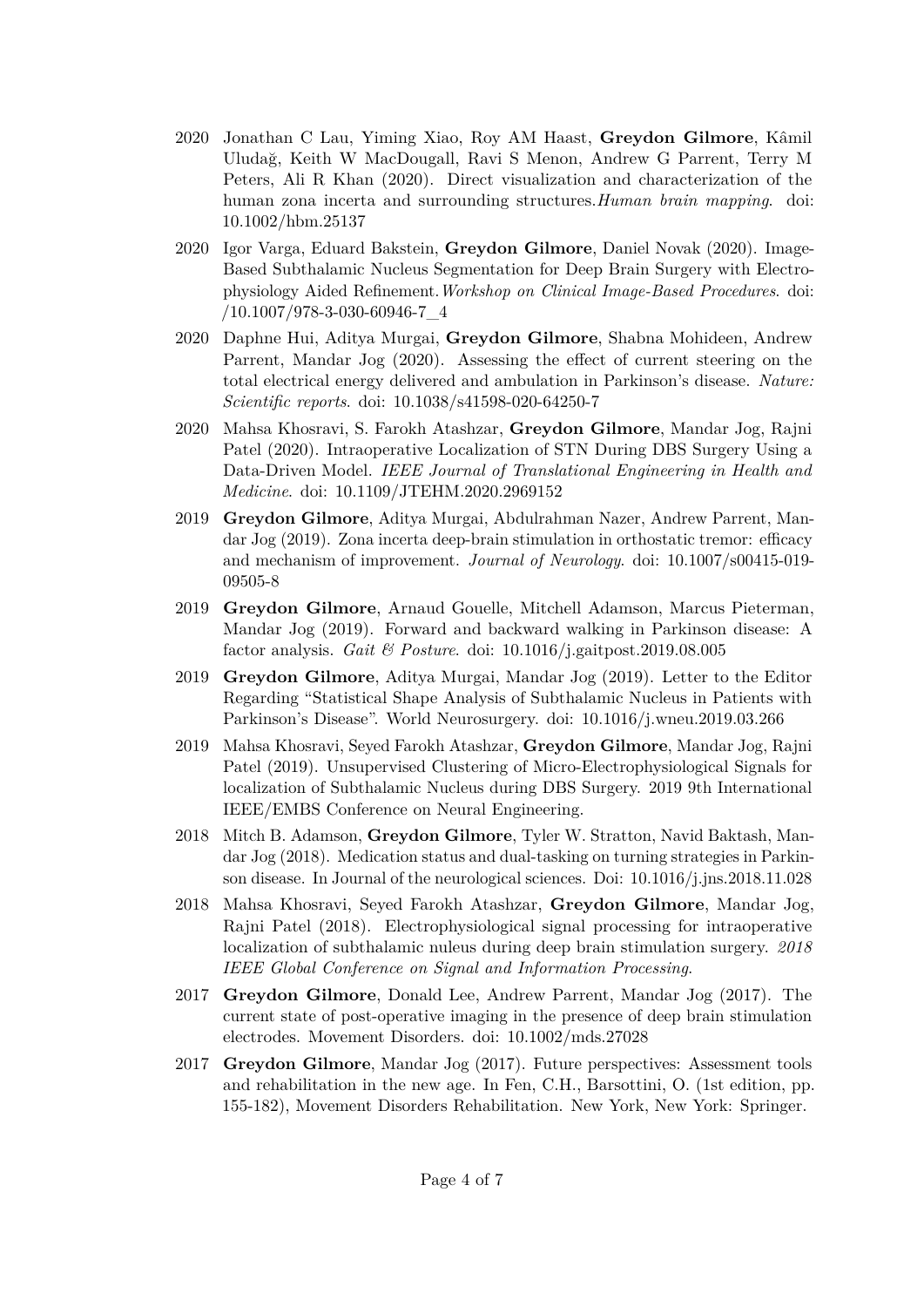2020 Jonathan C Lau, Yiming Xiao, Roy AM Haast, **Greydon Gilmore**, Kâmil Uludağ, Keith W MacDougall, Ravi S Menon, Andrew G Parrent, Terry M Peters, Ali R Khan (2020). Direct visualization and characterization of the human zona incerta and surrounding structures.*Human brain mapping*. doi: 10.1002/hbm.25137

2020 Igor Varga, Eduard Bakstein, **Greydon Gilmore**, Daniel Novak (2020). Image-Based Subthalamic Nucleus Segmentation for Deep Brain Surgery with Electrophysiology Aided Refinement.*Workshop on Clinical Image-Based Procedures*. doi: /10.1007/978-3-030-60946-7_4

2020 Daphne Hui, Aditya Murgai, **Greydon Gilmore**, Shabna Mohideen, Andrew Parrent, Mandar Jog (2020). Assessing the effect of current steering on the total electrical energy delivered and ambulation in Parkinson's disease. *Nature: Scientific reports*. doi: 10.1038/s41598-020-64250-7

2020 Mahsa Khosravi, S. Farokh Atashzar, **Greydon Gilmore**, Mandar Jog, Rajni Patel (2020). Intraoperative Localization of STN During DBS Surgery Using a Data-Driven Model. *IEEE Journal of Translational Engineering in Health and Medicine*. doi: 10.1109/JTEHM.2020.2969152

2019 **Greydon Gilmore**, Aditya Murgai, Abdulrahman Nazer, Andrew Parrent, Mandar Jog (2019). Zona incerta deep-brain stimulation in orthostatic tremor: efficacy and mechanism of improvement. *Journal of Neurology*. doi: 10.1007/s00415-019-09505-8

2019 **Greydon Gilmore**, Arnaud Gouelle, Mitchell Adamson, Marcus Pieterman, Mandar Jog (2019). Forward and backward walking in Parkinson disease: A factor analysis. *Gait & Posture*. doi: 10.1016/j.gaitpost.2019.08.005

2019 **Greydon Gilmore**, Aditya Murgai, Mandar Jog (2019). Letter to the Editor Regarding "Statistical Shape Analysis of Subthalamic Nucleus in Patients with Parkinson's Disease". World Neurosurgery. doi: 10.1016/j.wneu.2019.03.266

2019 Mahsa Khosravi, Seyed Farokh Atashzar, **Greydon Gilmore**, Mandar Jog, Rajni Patel (2019). Unsupervised Clustering of Micro-Electrophysiological Signals for localization of Subthalamic Nucleus during DBS Surgery. 2019 9th International IEEE/EMBS Conference on Neural Engineering.

2018 Mitch B. Adamson, **Greydon Gilmore**, Tyler W. Stratton, Navid Baktash, Mandar Jog (2018). Medication status and dual-tasking on turning strategies in Parkinson disease. In Journal of the neurological sciences. Doi: 10.1016/j.jns.2018.11.028

2018 Mahsa Khosravi, Seyed Farokh Atashzar, **Greydon Gilmore**, Mandar Jog, Rajni Patel (2018). Electrophysiological signal processing for intraoperative localization of subthalamic nuleus during deep brain stimulation surgery. *2018 IEEE Global Conference on Signal and Information Processing*.

2017 **Greydon Gilmore**, Donald Lee, Andrew Parrent, Mandar Jog (2017). The current state of post-operative imaging in the presence of deep brain stimulation electrodes. Movement Disorders. doi: 10.1002/mds.27028

2017 **Greydon Gilmore**, Mandar Jog (2017). Future perspectives: Assessment tools and rehabilitation in the new age. In Fen, C.H., Barsottini, O. (1st edition, pp. 155-182), Movement Disorders Rehabilitation. New York, New York: Springer.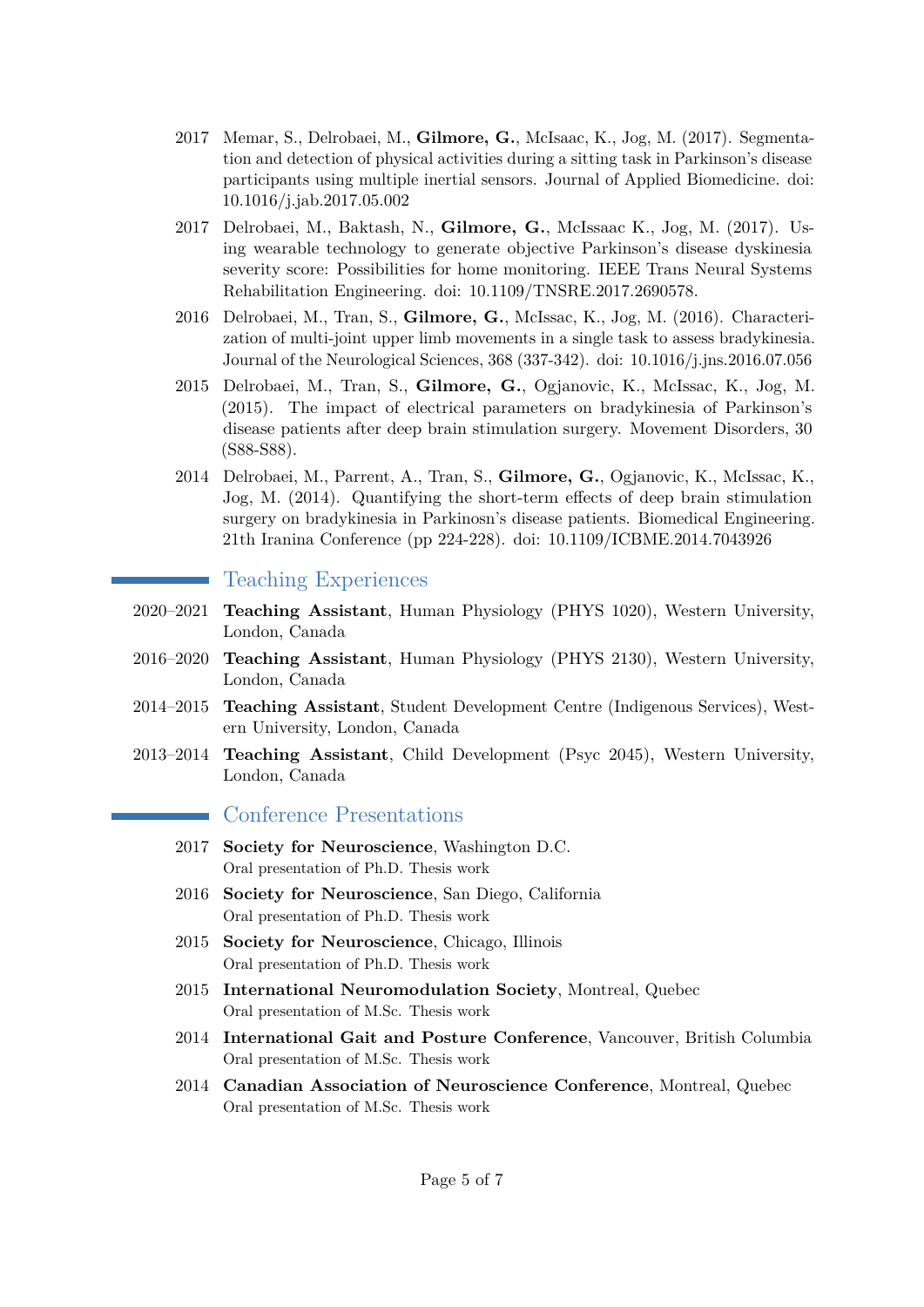- 2017 Memar, S., Delrobaei, M., **Gilmore, G.**, McIsaac, K., Jog, M. (2017). Segmentation and detection of physical activities during a sitting task in Parkinson's disease participants using multiple inertial sensors. Journal of Applied Biomedicine. doi: 10.1016/j.jab.2017.05.002
- 2017 Delrobaei, M., Baktash, N., **Gilmore, G.**, McIssaac K., Jog, M. (2017). Using wearable technology to generate objective Parkinson's disease dyskinesia severity score: Possibilities for home monitoring. IEEE Trans Neural Systems Rehabilitation Engineering. doi: 10.1109/TNSRE.2017.2690578.
- 2016 Delrobaei, M., Tran, S., **Gilmore, G.**, McIssac, K., Jog, M. (2016). Characterization of multi-joint upper limb movements in a single task to assess bradykinesia. Journal of the Neurological Sciences, 368 (337-342). doi: 10.1016/j.jns.2016.07.056
- 2015 Delrobaei, M., Tran, S., **Gilmore, G.**, Ogjanovic, K., McIssac, K., Jog, M. (2015). The impact of electrical parameters on bradykinesia of Parkinson's disease patients after deep brain stimulation surgery. Movement Disorders, 30 (S88-S88).
- 2014 Delrobaei, M., Parrent, A., Tran, S., **Gilmore, G.**, Ogjanovic, K., McIssac, K., Jog, M. (2014). Quantifying the short-term effects of deep brain stimulation surgery on bradykinesia in Parkinosn's disease patients. Biomedical Engineering. 21th Iranina Conference (pp 224-228). doi: 10.1109/ICBME.2014.7043926

## Teaching Experiences

- 2020–2021 **Teaching Assistant**, Human Physiology (PHYS 1020), Western University, London, Canada
- 2016–2020 **Teaching Assistant**, Human Physiology (PHYS 2130), Western University, London, Canada
- 2014–2015 **Teaching Assistant**, Student Development Centre (Indigenous Services), Western University, London, Canada
- 2013–2014 **Teaching Assistant**, Child Development (Psyc 2045), Western University, London, Canada

## Conference Presentations

- 2017 **Society for Neuroscience**, Washington D.C.
  Oral presentation of Ph.D. Thesis work
- 2016 **Society for Neuroscience**, San Diego, California
  Oral presentation of Ph.D. Thesis work
- 2015 **Society for Neuroscience**, Chicago, Illinois
  Oral presentation of Ph.D. Thesis work
- 2015 **International Neuromodulation Society**, Montreal, Quebec
  Oral presentation of M.Sc. Thesis work
- 2014 **International Gait and Posture Conference**, Vancouver, British Columbia
  Oral presentation of M.Sc. Thesis work
- 2014 **Canadian Association of Neuroscience Conference**, Montreal, Quebec
  Oral presentation of M.Sc. Thesis work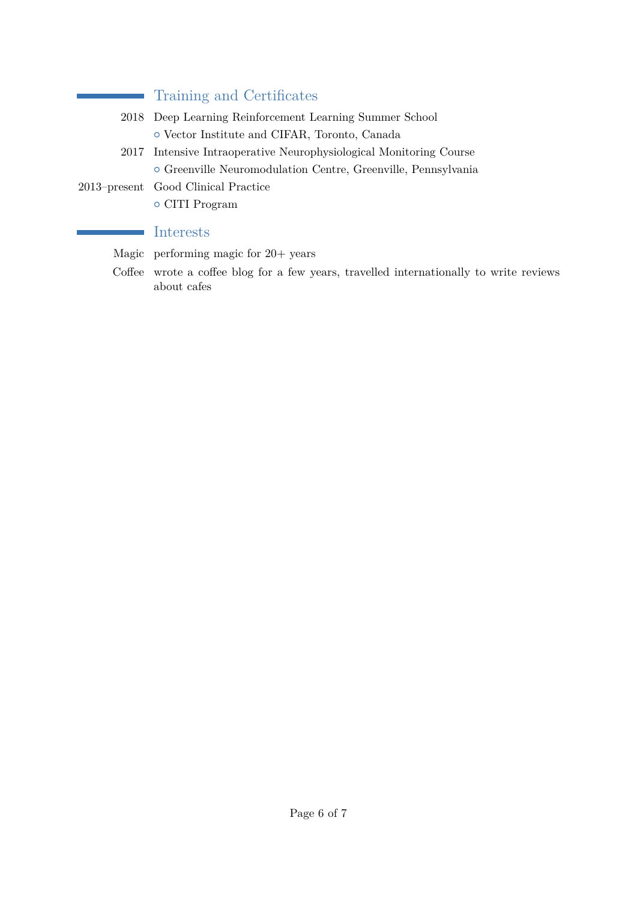## Training and Certificates

2018 Deep Learning Reinforcement Learning Summer School
- Vector Institute and CIFAR, Toronto, Canada

2017 Intensive Intraoperative Neurophysiological Monitoring Course
- Greenville Neuromodulation Centre, Greenville, Pennsylvania

2013–present Good Clinical Practice
- CITI Program

## Interests

**Magic** performing magic for 20+ years

**Coffee** wrote a coffee blog for a few years, travelled internationally to write reviews about cafes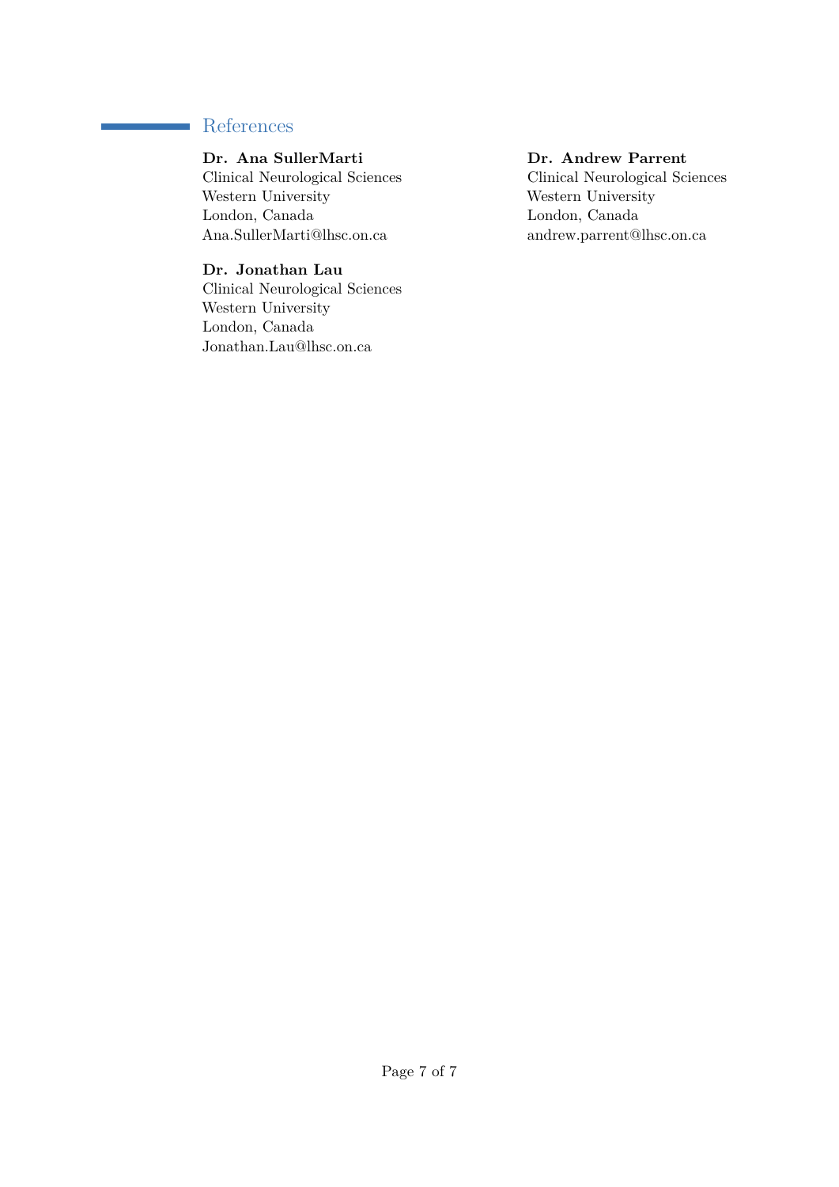## References

**Dr. Ana SullerMarti**
Clinical Neurological Sciences
Western University
London, Canada
Ana.SullerMarti@lhsc.on.ca

**Dr. Andrew Parrent**
Clinical Neurological Sciences
Western University
London, Canada
andrew.parrent@lhsc.on.ca

**Dr. Jonathan Lau**
Clinical Neurological Sciences
Western University
London, Canada
Jonathan.Lau@lhsc.on.ca